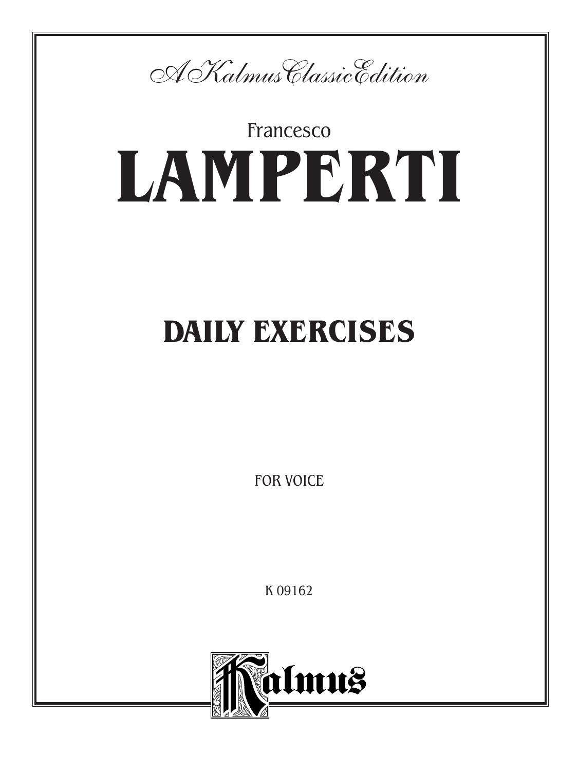*A Kalmus Classic Edition*

Francesco

# LAMPERTI

## DAILY EXERCISES

FOR VOICE

K 09162

Kalmus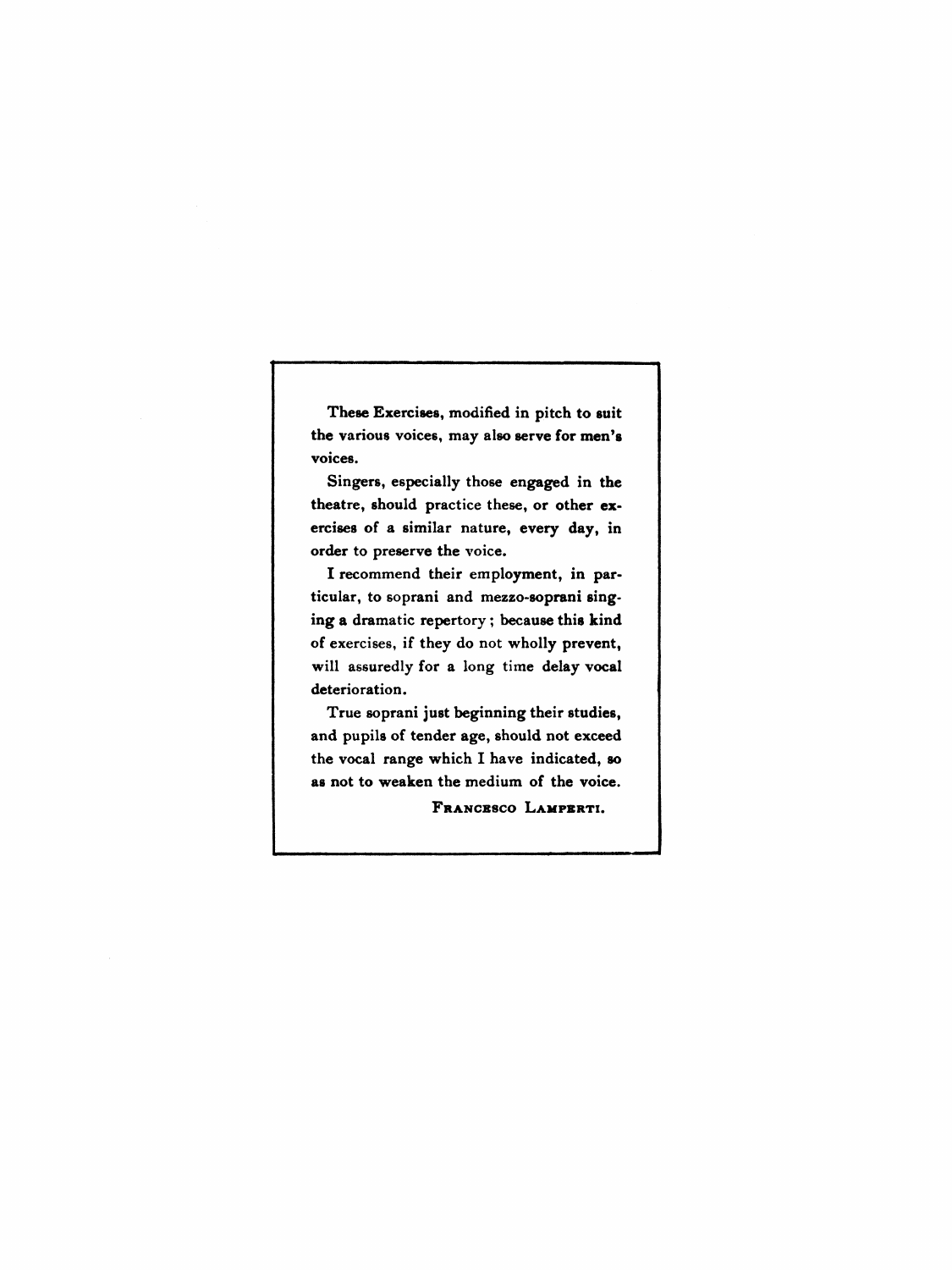These Exercises, modified in pitch to suit the various voices, may also serve for men's voices.

Singers, especially those engaged in the theatre, should practice these, or other exercises of a similar nature, every day, in order to preserve the voice.

I recommend their employment, in particular, to soprani and mezzo-soprani singing a dramatic repertory; because this kind of exercises, if they do not wholly prevent, will assuredly for a long time delay vocal deterioration.

True soprani just beginning their studies, and pupils of tender age, should not exceed the vocal range which I have indicated, so as not to weaken the medium of the voice.

FRANCESCO LAMPERTI.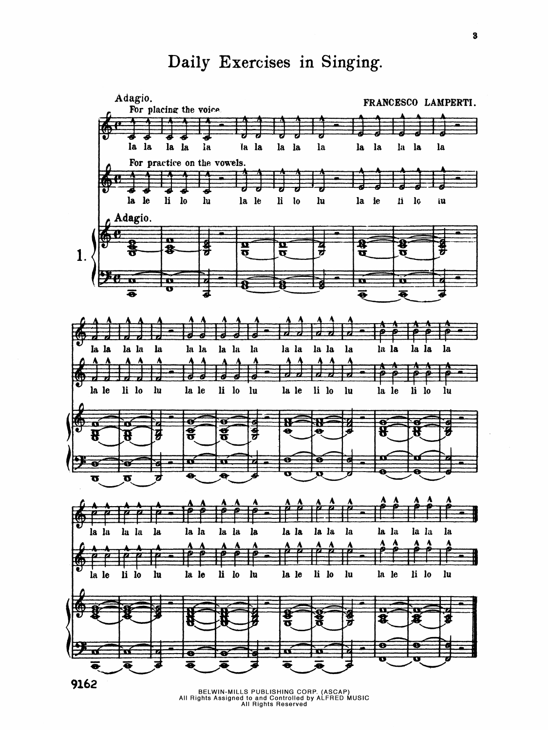# Daily Exercises in Singing.

Adagio.

FRANCESCO LAMPERTI.

For placing the voice.

la la la la la la la la la la la la la la la

For practice on the vowels.

la le li lo lu la le li lo lu la le li lo lu

Adagio.

1.

la la la la la la la la la la la la la la la la la la la la

la le li lo lu la le li lo lu la le li lo lu la le li lo lu

la la la la la la la la la la la la la la la la la la la la

la le li lo lu la le li lo lu la le li lo lu la le li lo lu

9162

BELWIN-MILLS PUBLISHING CORP. (ASCAP)
All Rights Assigned to and Controlled by ALFRED MUSIC
All Rights Reserved